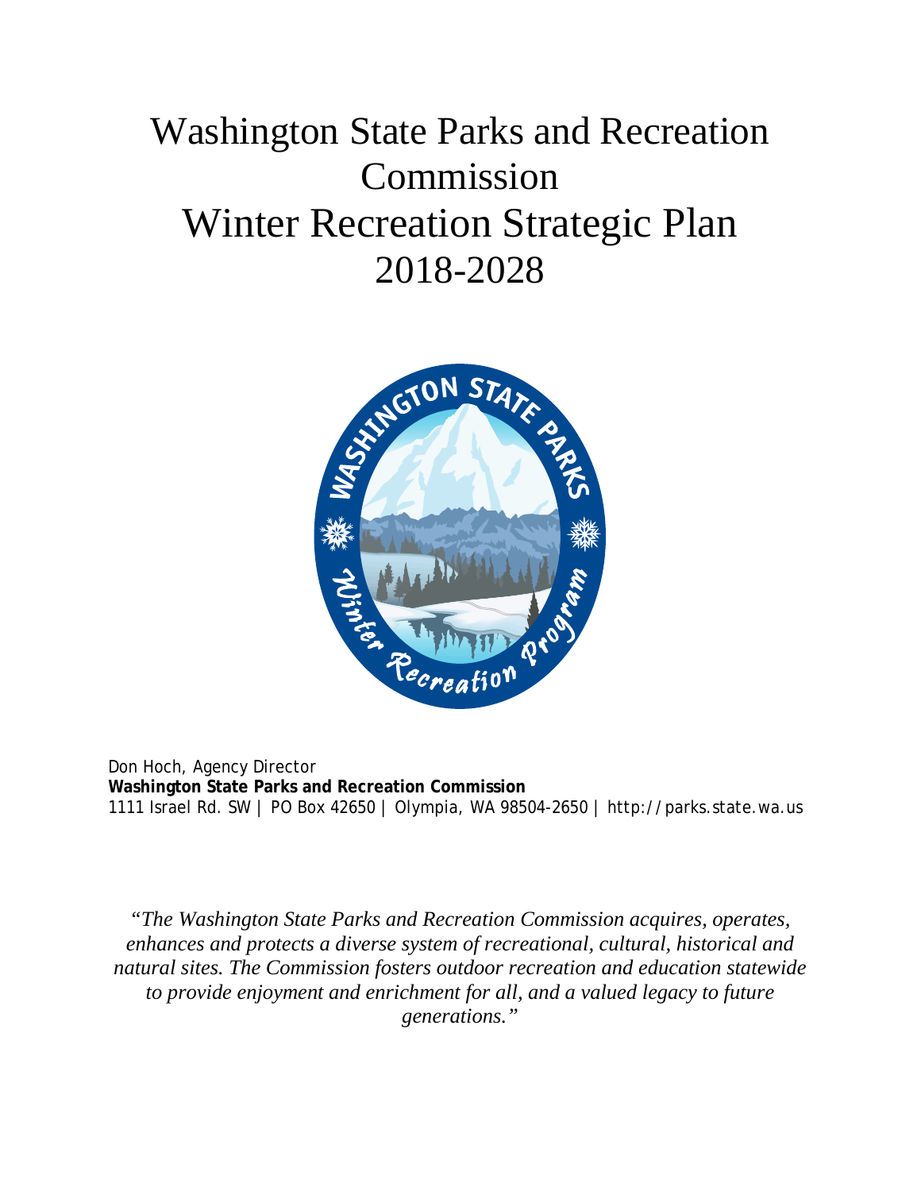# Washington State Parks and Recreation Commission
# Winter Recreation Strategic Plan
# 2018-2028

Don Hoch, Agency Director
**Washington State Parks and Recreation Commission**
1111 Israel Rd. SW | PO Box 42650 | Olympia, WA 98504-2650 | http://parks.state.wa.us

*"The Washington State Parks and Recreation Commission acquires, operates, enhances and protects a diverse system of recreational, cultural, historical and natural sites. The Commission fosters outdoor recreation and education statewide to provide enjoyment and enrichment for all, and a valued legacy to future generations."*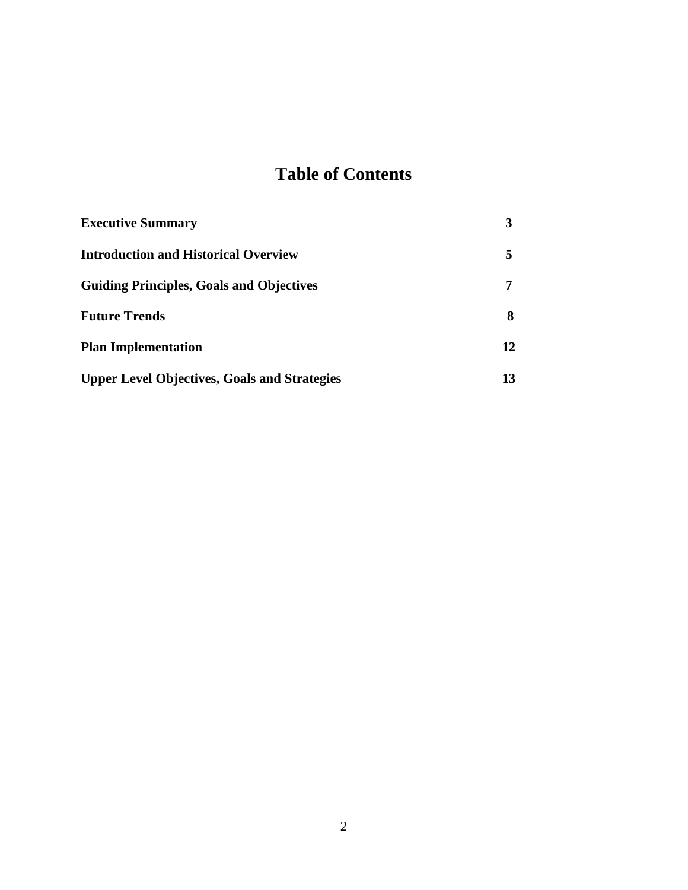# Table of Contents

| | |
|---|---|
| **Executive Summary** | **3** |
| **Introduction and Historical Overview** | **5** |
| **Guiding Principles, Goals and Objectives** | **7** |
| **Future Trends** | **8** |
| **Plan Implementation** | **12** |
| **Upper Level Objectives, Goals and Strategies** | **13** |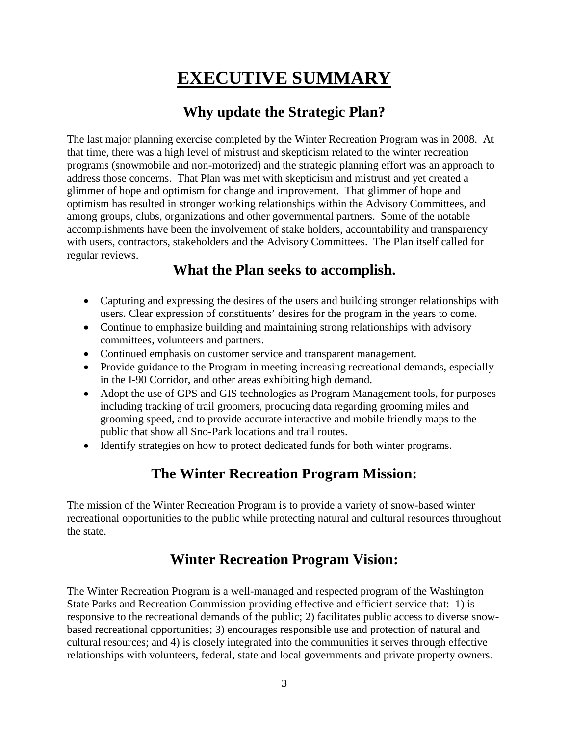# EXECUTIVE SUMMARY

## Why update the Strategic Plan?

The last major planning exercise completed by the Winter Recreation Program was in 2008. At that time, there was a high level of mistrust and skepticism related to the winter recreation programs (snowmobile and non-motorized) and the strategic planning effort was an approach to address those concerns. That Plan was met with skepticism and mistrust and yet created a glimmer of hope and optimism for change and improvement. That glimmer of hope and optimism has resulted in stronger working relationships within the Advisory Committees, and among groups, clubs, organizations and other governmental partners. Some of the notable accomplishments have been the involvement of stake holders, accountability and transparency with users, contractors, stakeholders and the Advisory Committees. The Plan itself called for regular reviews.

## What the Plan seeks to accomplish.

- Capturing and expressing the desires of the users and building stronger relationships with users. Clear expression of constituents' desires for the program in the years to come.
- Continue to emphasize building and maintaining strong relationships with advisory committees, volunteers and partners.
- Continued emphasis on customer service and transparent management.
- Provide guidance to the Program in meeting increasing recreational demands, especially in the I-90 Corridor, and other areas exhibiting high demand.
- Adopt the use of GPS and GIS technologies as Program Management tools, for purposes including tracking of trail groomers, producing data regarding grooming miles and grooming speed, and to provide accurate interactive and mobile friendly maps to the public that show all Sno-Park locations and trail routes.
- Identify strategies on how to protect dedicated funds for both winter programs.

## The Winter Recreation Program Mission:

The mission of the Winter Recreation Program is to provide a variety of snow-based winter recreational opportunities to the public while protecting natural and cultural resources throughout the state.

## Winter Recreation Program Vision:

The Winter Recreation Program is a well-managed and respected program of the Washington State Parks and Recreation Commission providing effective and efficient service that: 1) is responsive to the recreational demands of the public; 2) facilitates public access to diverse snow-based recreational opportunities; 3) encourages responsible use and protection of natural and cultural resources; and 4) is closely integrated into the communities it serves through effective relationships with volunteers, federal, state and local governments and private property owners.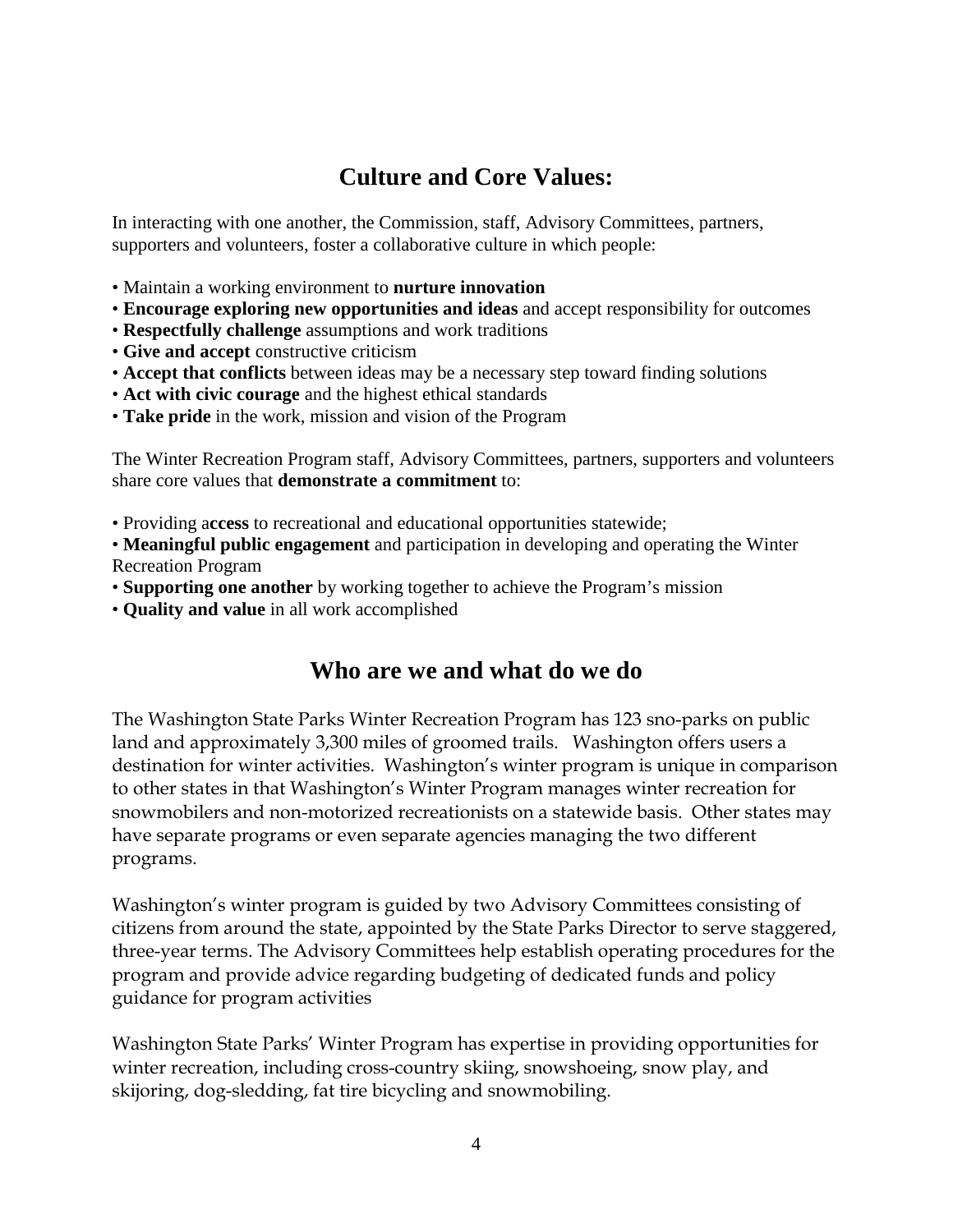## Culture and Core Values:

In interacting with one another, the Commission, staff, Advisory Committees, partners, supporters and volunteers, foster a collaborative culture in which people:

- Maintain a working environment to **nurture innovation**
- **Encourage exploring new opportunities and ideas** and accept responsibility for outcomes
- **Respectfully challenge** assumptions and work traditions
- **Give and accept** constructive criticism
- **Accept that conflicts** between ideas may be a necessary step toward finding solutions
- **Act with civic courage** and the highest ethical standards
- **Take pride** in the work, mission and vision of the Program

The Winter Recreation Program staff, Advisory Committees, partners, supporters and volunteers share core values that **demonstrate a commitment** to:

- Providing a**ccess** to recreational and educational opportunities statewide;
- **Meaningful public engagement** and participation in developing and operating the Winter Recreation Program
- **Supporting one another** by working together to achieve the Program's mission
- **Quality and value** in all work accomplished

## Who are we and what do we do

The Washington State Parks Winter Recreation Program has 123 sno-parks on public land and approximately 3,300 miles of groomed trails. Washington offers users a destination for winter activities. Washington's winter program is unique in comparison to other states in that Washington's Winter Program manages winter recreation for snowmobilers and non-motorized recreationists on a statewide basis. Other states may have separate programs or even separate agencies managing the two different programs.

Washington's winter program is guided by two Advisory Committees consisting of citizens from around the state, appointed by the State Parks Director to serve staggered, three-year terms. The Advisory Committees help establish operating procedures for the program and provide advice regarding budgeting of dedicated funds and policy guidance for program activities

Washington State Parks' Winter Program has expertise in providing opportunities for winter recreation, including cross-country skiing, snowshoeing, snow play, and skijoring, dog-sledding, fat tire bicycling and snowmobiling.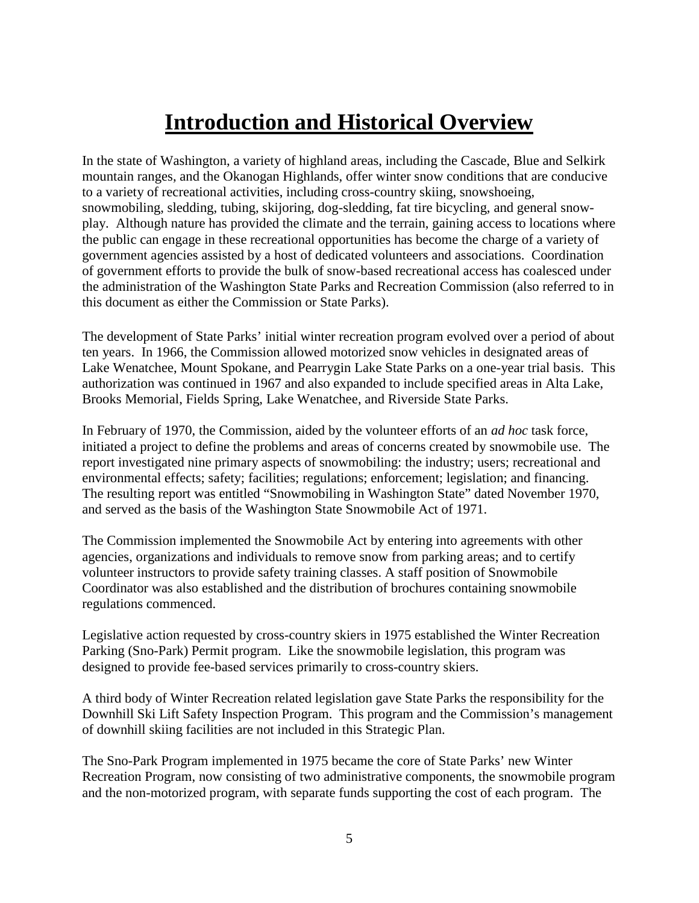# Introduction and Historical Overview

In the state of Washington, a variety of highland areas, including the Cascade, Blue and Selkirk mountain ranges, and the Okanogan Highlands, offer winter snow conditions that are conducive to a variety of recreational activities, including cross-country skiing, snowshoeing, snowmobiling, sledding, tubing, skijoring, dog-sledding, fat tire bicycling, and general snow-play. Although nature has provided the climate and the terrain, gaining access to locations where the public can engage in these recreational opportunities has become the charge of a variety of government agencies assisted by a host of dedicated volunteers and associations. Coordination of government efforts to provide the bulk of snow-based recreational access has coalesced under the administration of the Washington State Parks and Recreation Commission (also referred to in this document as either the Commission or State Parks).

The development of State Parks' initial winter recreation program evolved over a period of about ten years. In 1966, the Commission allowed motorized snow vehicles in designated areas of Lake Wenatchee, Mount Spokane, and Pearrygin Lake State Parks on a one-year trial basis. This authorization was continued in 1967 and also expanded to include specified areas in Alta Lake, Brooks Memorial, Fields Spring, Lake Wenatchee, and Riverside State Parks.

In February of 1970, the Commission, aided by the volunteer efforts of an *ad hoc* task force, initiated a project to define the problems and areas of concerns created by snowmobile use. The report investigated nine primary aspects of snowmobiling: the industry; users; recreational and environmental effects; safety; facilities; regulations; enforcement; legislation; and financing. The resulting report was entitled "Snowmobiling in Washington State" dated November 1970, and served as the basis of the Washington State Snowmobile Act of 1971.

The Commission implemented the Snowmobile Act by entering into agreements with other agencies, organizations and individuals to remove snow from parking areas; and to certify volunteer instructors to provide safety training classes. A staff position of Snowmobile Coordinator was also established and the distribution of brochures containing snowmobile regulations commenced.

Legislative action requested by cross-country skiers in 1975 established the Winter Recreation Parking (Sno-Park) Permit program. Like the snowmobile legislation, this program was designed to provide fee-based services primarily to cross-country skiers.

A third body of Winter Recreation related legislation gave State Parks the responsibility for the Downhill Ski Lift Safety Inspection Program. This program and the Commission's management of downhill skiing facilities are not included in this Strategic Plan.

The Sno-Park Program implemented in 1975 became the core of State Parks' new Winter Recreation Program, now consisting of two administrative components, the snowmobile program and the non-motorized program, with separate funds supporting the cost of each program. The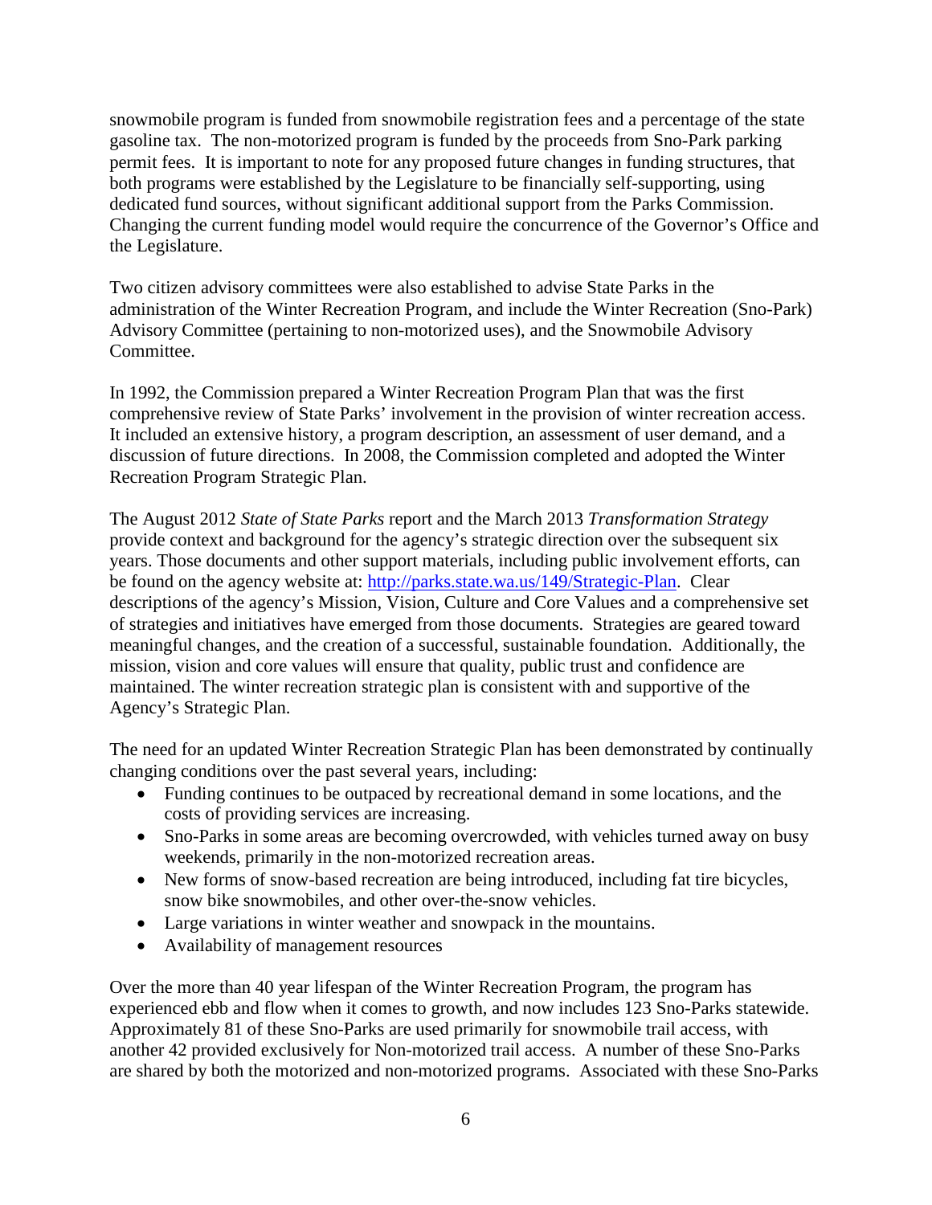snowmobile program is funded from snowmobile registration fees and a percentage of the state gasoline tax. The non-motorized program is funded by the proceeds from Sno-Park parking permit fees. It is important to note for any proposed future changes in funding structures, that both programs were established by the Legislature to be financially self-supporting, using dedicated fund sources, without significant additional support from the Parks Commission. Changing the current funding model would require the concurrence of the Governor's Office and the Legislature.

Two citizen advisory committees were also established to advise State Parks in the administration of the Winter Recreation Program, and include the Winter Recreation (Sno-Park) Advisory Committee (pertaining to non-motorized uses), and the Snowmobile Advisory Committee.

In 1992, the Commission prepared a Winter Recreation Program Plan that was the first comprehensive review of State Parks' involvement in the provision of winter recreation access. It included an extensive history, a program description, an assessment of user demand, and a discussion of future directions. In 2008, the Commission completed and adopted the Winter Recreation Program Strategic Plan.

The August 2012 *State of State Parks* report and the March 2013 *Transformation Strategy* provide context and background for the agency's strategic direction over the subsequent six years. Those documents and other support materials, including public involvement efforts, can be found on the agency website at: [http://parks.state.wa.us/149/Strategic-Plan](http://parks.state.wa.us/149/Strategic-Plan). Clear descriptions of the agency's Mission, Vision, Culture and Core Values and a comprehensive set of strategies and initiatives have emerged from those documents. Strategies are geared toward meaningful changes, and the creation of a successful, sustainable foundation. Additionally, the mission, vision and core values will ensure that quality, public trust and confidence are maintained. The winter recreation strategic plan is consistent with and supportive of the Agency's Strategic Plan.

The need for an updated Winter Recreation Strategic Plan has been demonstrated by continually changing conditions over the past several years, including:

- Funding continues to be outpaced by recreational demand in some locations, and the costs of providing services are increasing.
- Sno-Parks in some areas are becoming overcrowded, with vehicles turned away on busy weekends, primarily in the non-motorized recreation areas.
- New forms of snow-based recreation are being introduced, including fat tire bicycles, snow bike snowmobiles, and other over-the-snow vehicles.
- Large variations in winter weather and snowpack in the mountains.
- Availability of management resources

Over the more than 40 year lifespan of the Winter Recreation Program, the program has experienced ebb and flow when it comes to growth, and now includes 123 Sno-Parks statewide. Approximately 81 of these Sno-Parks are used primarily for snowmobile trail access, with another 42 provided exclusively for Non-motorized trail access. A number of these Sno-Parks are shared by both the motorized and non-motorized programs. Associated with these Sno-Parks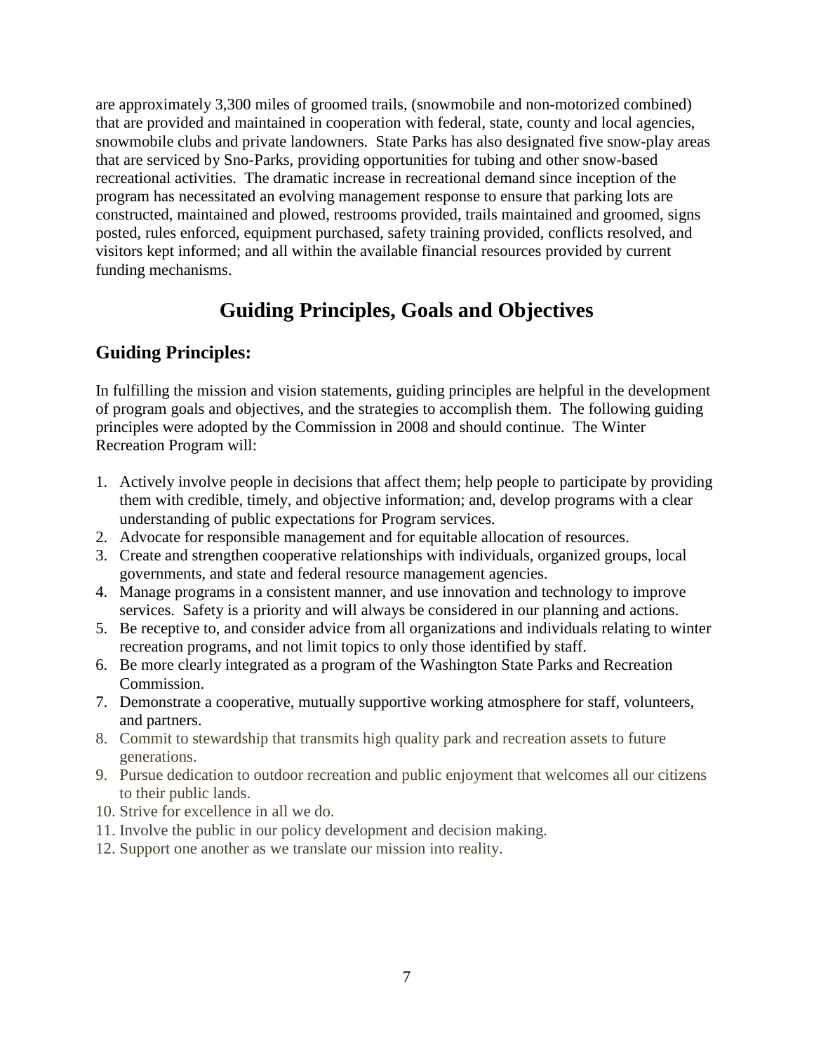are approximately 3,300 miles of groomed trails, (snowmobile and non-motorized combined) that are provided and maintained in cooperation with federal, state, county and local agencies, snowmobile clubs and private landowners. State Parks has also designated five snow-play areas that are serviced by Sno-Parks, providing opportunities for tubing and other snow-based recreational activities. The dramatic increase in recreational demand since inception of the program has necessitated an evolving management response to ensure that parking lots are constructed, maintained and plowed, restrooms provided, trails maintained and groomed, signs posted, rules enforced, equipment purchased, safety training provided, conflicts resolved, and visitors kept informed; and all within the available financial resources provided by current funding mechanisms.

# Guiding Principles, Goals and Objectives

## Guiding Principles:

In fulfilling the mission and vision statements, guiding principles are helpful in the development of program goals and objectives, and the strategies to accomplish them. The following guiding principles were adopted by the Commission in 2008 and should continue. The Winter Recreation Program will:

1. Actively involve people in decisions that affect them; help people to participate by providing them with credible, timely, and objective information; and, develop programs with a clear understanding of public expectations for Program services.
2. Advocate for responsible management and for equitable allocation of resources.
3. Create and strengthen cooperative relationships with individuals, organized groups, local governments, and state and federal resource management agencies.
4. Manage programs in a consistent manner, and use innovation and technology to improve services. Safety is a priority and will always be considered in our planning and actions.
5. Be receptive to, and consider advice from all organizations and individuals relating to winter recreation programs, and not limit topics to only those identified by staff.
6. Be more clearly integrated as a program of the Washington State Parks and Recreation Commission.
7. Demonstrate a cooperative, mutually supportive working atmosphere for staff, volunteers, and partners.
8. Commit to stewardship that transmits high quality park and recreation assets to future generations.
9. Pursue dedication to outdoor recreation and public enjoyment that welcomes all our citizens to their public lands.
10. Strive for excellence in all we do.
11. Involve the public in our policy development and decision making.
12. Support one another as we translate our mission into reality.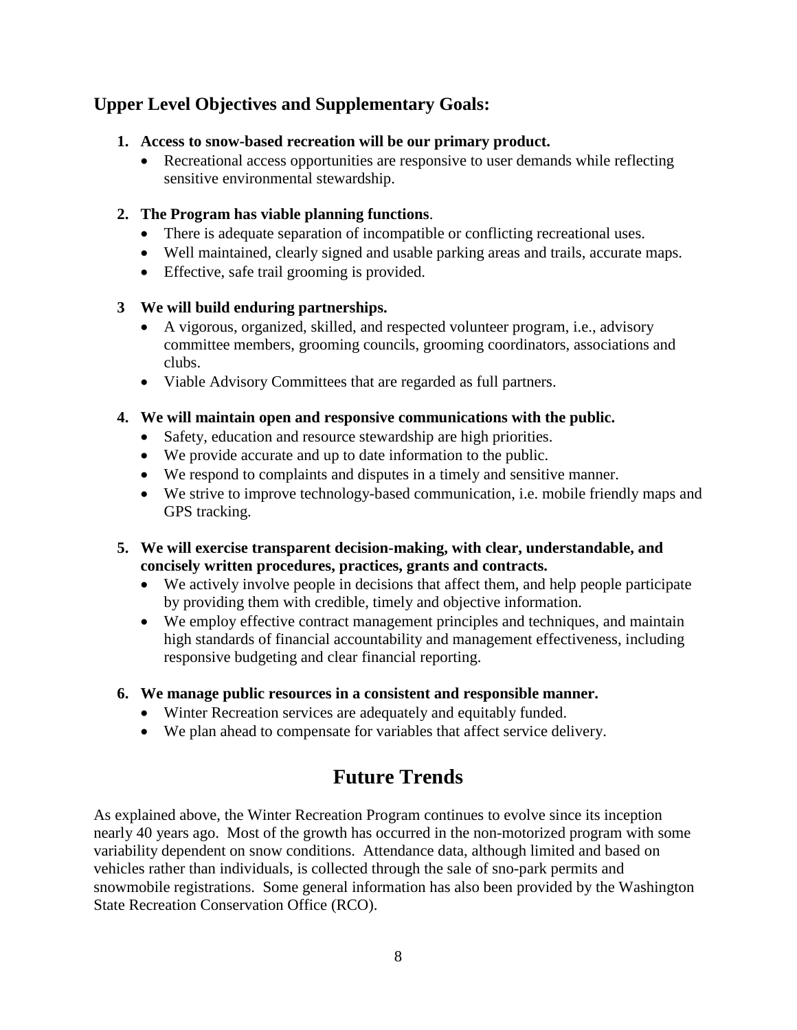## Upper Level Objectives and Supplementary Goals:

1. **Access to snow-based recreation will be our primary product.**
   - Recreational access opportunities are responsive to user demands while reflecting sensitive environmental stewardship.

2. **The Program has viable planning functions**.
   - There is adequate separation of incompatible or conflicting recreational uses.
   - Well maintained, clearly signed and usable parking areas and trails, accurate maps.
   - Effective, safe trail grooming is provided.

3. **We will build enduring partnerships.**
   - A vigorous, organized, skilled, and respected volunteer program, i.e., advisory committee members, grooming councils, grooming coordinators, associations and clubs.
   - Viable Advisory Committees that are regarded as full partners.

4. **We will maintain open and responsive communications with the public.**
   - Safety, education and resource stewardship are high priorities.
   - We provide accurate and up to date information to the public.
   - We respond to complaints and disputes in a timely and sensitive manner.
   - We strive to improve technology-based communication, i.e. mobile friendly maps and GPS tracking.

5. **We will exercise transparent decision-making, with clear, understandable, and concisely written procedures, practices, grants and contracts.**
   - We actively involve people in decisions that affect them, and help people participate by providing them with credible, timely and objective information.
   - We employ effective contract management principles and techniques, and maintain high standards of financial accountability and management effectiveness, including responsive budgeting and clear financial reporting.

6. **We manage public resources in a consistent and responsible manner.**
   - Winter Recreation services are adequately and equitably funded.
   - We plan ahead to compensate for variables that affect service delivery.

# Future Trends

As explained above, the Winter Recreation Program continues to evolve since its inception nearly 40 years ago. Most of the growth has occurred in the non-motorized program with some variability dependent on snow conditions. Attendance data, although limited and based on vehicles rather than individuals, is collected through the sale of sno-park permits and snowmobile registrations. Some general information has also been provided by the Washington State Recreation Conservation Office (RCO).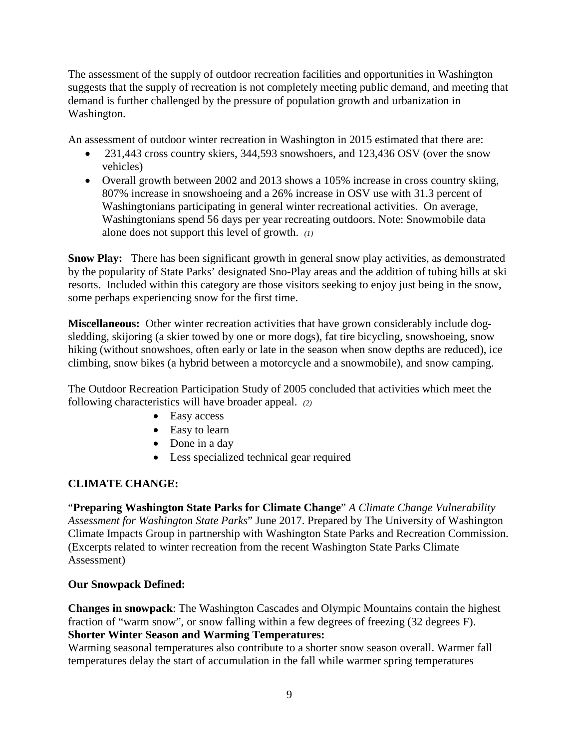The assessment of the supply of outdoor recreation facilities and opportunities in Washington suggests that the supply of recreation is not completely meeting public demand, and meeting that demand is further challenged by the pressure of population growth and urbanization in Washington.

An assessment of outdoor winter recreation in Washington in 2015 estimated that there are:

- 231,443 cross country skiers, 344,593 snowshoers, and 123,436 OSV (over the snow vehicles)
- Overall growth between 2002 and 2013 shows a 105% increase in cross country skiing, 807% increase in snowshoeing and a 26% increase in OSV use with 31.3 percent of Washingtonians participating in general winter recreational activities. On average, Washingtonians spend 56 days per year recreating outdoors. Note: Snowmobile data alone does not support this level of growth. *(1)*

**Snow Play:** There has been significant growth in general snow play activities, as demonstrated by the popularity of State Parks' designated Sno-Play areas and the addition of tubing hills at ski resorts. Included within this category are those visitors seeking to enjoy just being in the snow, some perhaps experiencing snow for the first time.

**Miscellaneous:** Other winter recreation activities that have grown considerably include dog-sledding, skijoring (a skier towed by one or more dogs), fat tire bicycling, snowshoeing, snow hiking (without snowshoes, often early or late in the season when snow depths are reduced), ice climbing, snow bikes (a hybrid between a motorcycle and a snowmobile), and snow camping.

The Outdoor Recreation Participation Study of 2005 concluded that activities which meet the following characteristics will have broader appeal. *(2)*

- Easy access
- Easy to learn
- Done in a day
- Less specialized technical gear required

## CLIMATE CHANGE:

"**Preparing Washington State Parks for Climate Change**" *A Climate Change Vulnerability Assessment for Washington State Parks*" June 2017. Prepared by The University of Washington Climate Impacts Group in partnership with Washington State Parks and Recreation Commission. (Excerpts related to winter recreation from the recent Washington State Parks Climate Assessment)

### Our Snowpack Defined:

**Changes in snowpack**: The Washington Cascades and Olympic Mountains contain the highest fraction of "warm snow", or snow falling within a few degrees of freezing (32 degrees F).

**Shorter Winter Season and Warming Temperatures:**

Warming seasonal temperatures also contribute to a shorter snow season overall. Warmer fall temperatures delay the start of accumulation in the fall while warmer spring temperatures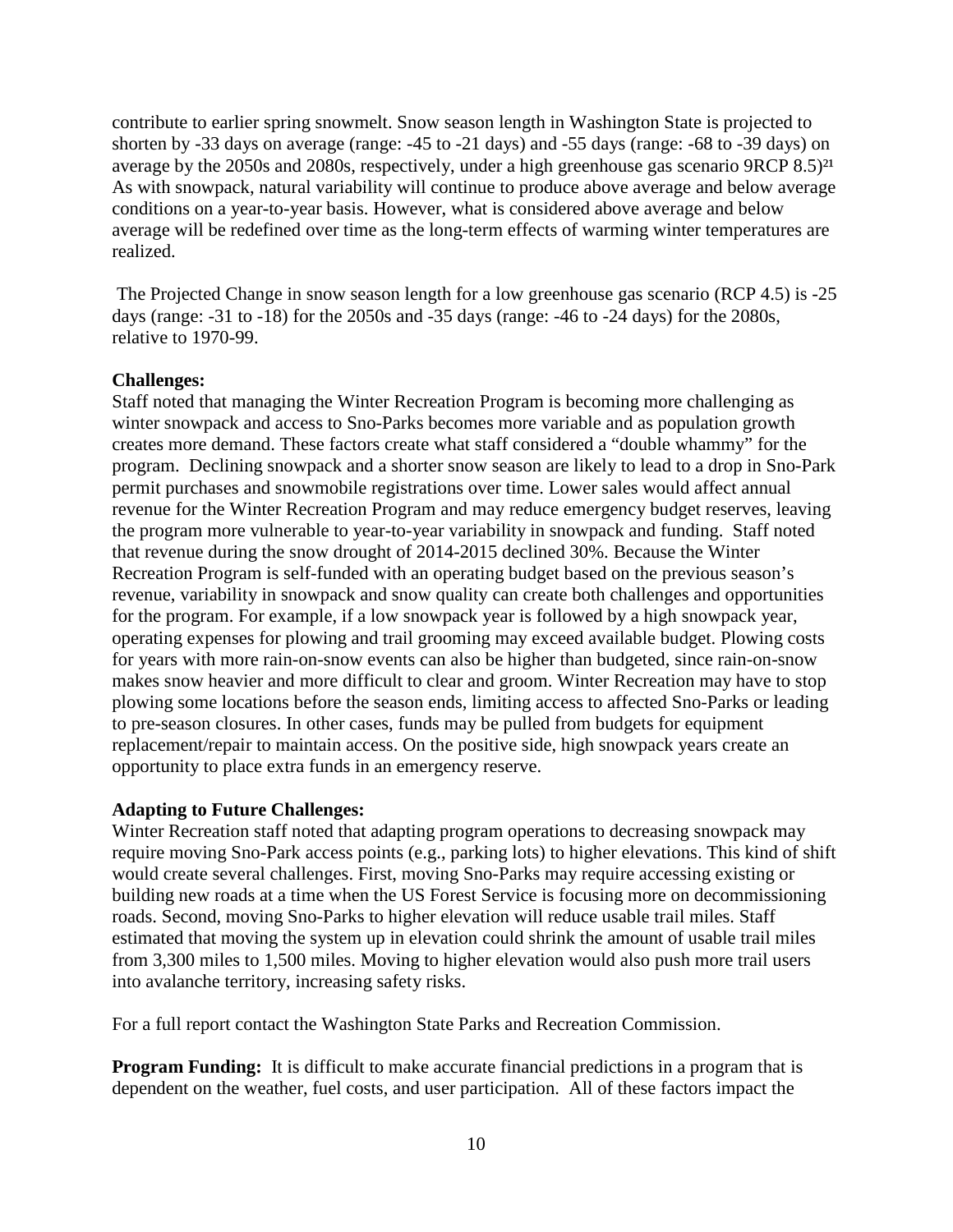contribute to earlier spring snowmelt. Snow season length in Washington State is projected to shorten by -33 days on average (range: -45 to -21 days) and -55 days (range: -68 to -39 days) on average by the 2050s and 2080s, respectively, under a high greenhouse gas scenario 9RCP 8.5)[21] As with snowpack, natural variability will continue to produce above average and below average conditions on a year-to-year basis. However, what is considered above average and below average will be redefined over time as the long-term effects of warming winter temperatures are realized.

The Projected Change in snow season length for a low greenhouse gas scenario (RCP 4.5) is -25 days (range: -31 to -18) for the 2050s and -35 days (range: -46 to -24 days) for the 2080s, relative to 1970-99.

**Challenges:**
Staff noted that managing the Winter Recreation Program is becoming more challenging as winter snowpack and access to Sno-Parks becomes more variable and as population growth creates more demand. These factors create what staff considered a "double whammy" for the program. Declining snowpack and a shorter snow season are likely to lead to a drop in Sno-Park permit purchases and snowmobile registrations over time. Lower sales would affect annual revenue for the Winter Recreation Program and may reduce emergency budget reserves, leaving the program more vulnerable to year-to-year variability in snowpack and funding. Staff noted that revenue during the snow drought of 2014-2015 declined 30%. Because the Winter Recreation Program is self-funded with an operating budget based on the previous season's revenue, variability in snowpack and snow quality can create both challenges and opportunities for the program. For example, if a low snowpack year is followed by a high snowpack year, operating expenses for plowing and trail grooming may exceed available budget. Plowing costs for years with more rain-on-snow events can also be higher than budgeted, since rain-on-snow makes snow heavier and more difficult to clear and groom. Winter Recreation may have to stop plowing some locations before the season ends, limiting access to affected Sno-Parks or leading to pre-season closures. In other cases, funds may be pulled from budgets for equipment replacement/repair to maintain access. On the positive side, high snowpack years create an opportunity to place extra funds in an emergency reserve.

**Adapting to Future Challenges:**
Winter Recreation staff noted that adapting program operations to decreasing snowpack may require moving Sno-Park access points (e.g., parking lots) to higher elevations. This kind of shift would create several challenges. First, moving Sno-Parks may require accessing existing or building new roads at a time when the US Forest Service is focusing more on decommissioning roads. Second, moving Sno-Parks to higher elevation will reduce usable trail miles. Staff estimated that moving the system up in elevation could shrink the amount of usable trail miles from 3,300 miles to 1,500 miles. Moving to higher elevation would also push more trail users into avalanche territory, increasing safety risks.

For a full report contact the Washington State Parks and Recreation Commission.

**Program Funding:** It is difficult to make accurate financial predictions in a program that is dependent on the weather, fuel costs, and user participation. All of these factors impact the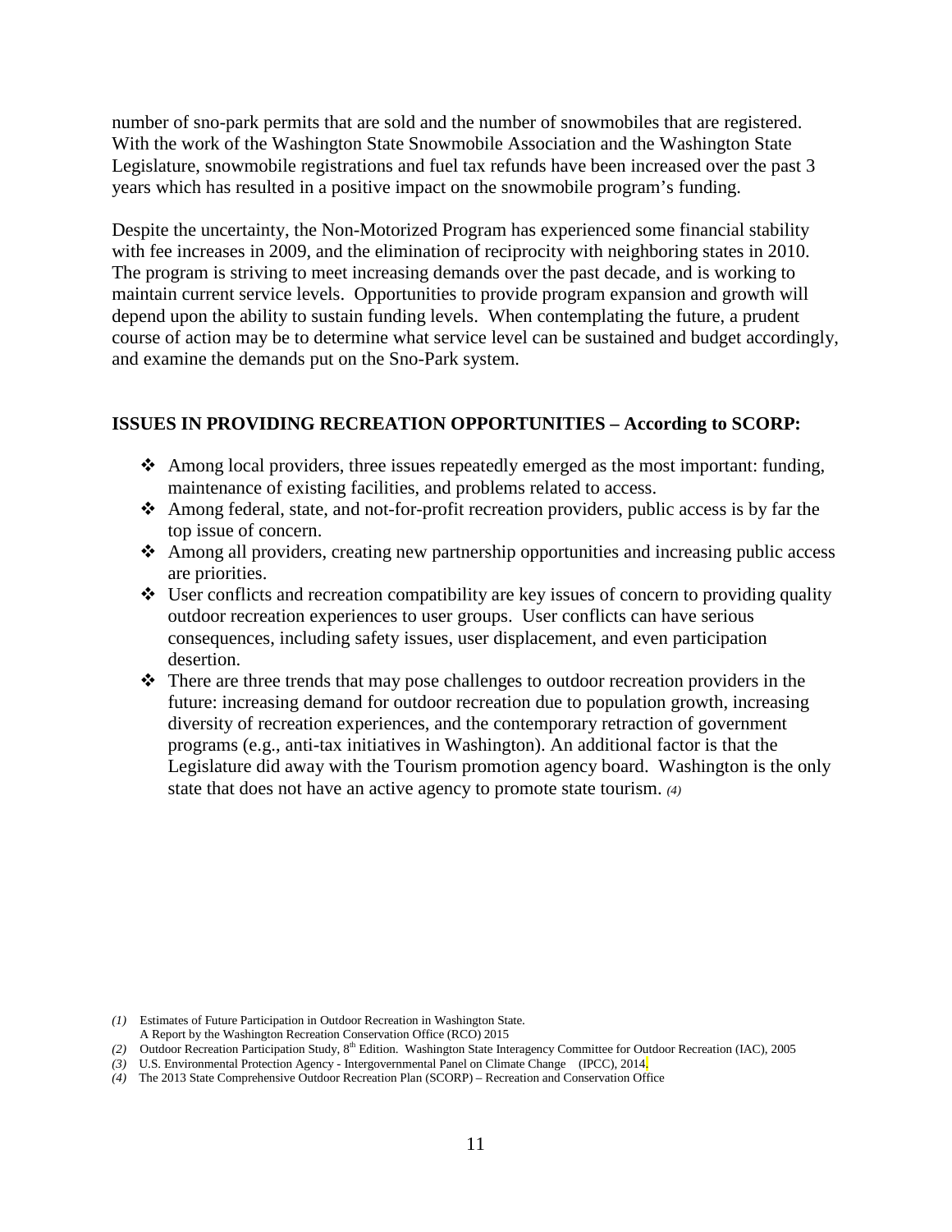number of sno-park permits that are sold and the number of snowmobiles that are registered. With the work of the Washington State Snowmobile Association and the Washington State Legislature, snowmobile registrations and fuel tax refunds have been increased over the past 3 years which has resulted in a positive impact on the snowmobile program's funding.

Despite the uncertainty, the Non-Motorized Program has experienced some financial stability with fee increases in 2009, and the elimination of reciprocity with neighboring states in 2010. The program is striving to meet increasing demands over the past decade, and is working to maintain current service levels. Opportunities to provide program expansion and growth will depend upon the ability to sustain funding levels. When contemplating the future, a prudent course of action may be to determine what service level can be sustained and budget accordingly, and examine the demands put on the Sno-Park system.

**ISSUES IN PROVIDING RECREATION OPPORTUNITIES – According to SCORP:**

- Among local providers, three issues repeatedly emerged as the most important: funding, maintenance of existing facilities, and problems related to access.
- Among federal, state, and not-for-profit recreation providers, public access is by far the top issue of concern.
- Among all providers, creating new partnership opportunities and increasing public access are priorities.
- User conflicts and recreation compatibility are key issues of concern to providing quality outdoor recreation experiences to user groups. User conflicts can have serious consequences, including safety issues, user displacement, and even participation desertion.
- There are three trends that may pose challenges to outdoor recreation providers in the future: increasing demand for outdoor recreation due to population growth, increasing diversity of recreation experiences, and the contemporary retraction of government programs (e.g., anti-tax initiatives in Washington). An additional factor is that the Legislature did away with the Tourism promotion agency board. Washington is the only state that does not have an active agency to promote state tourism. *(4)*

*(1)* Estimates of Future Participation in Outdoor Recreation in Washington State. A Report by the Washington Recreation Conservation Office (RCO) 2015

*(2)* Outdoor Recreation Participation Study, 8th Edition. Washington State Interagency Committee for Outdoor Recreation (IAC), 2005

*(3)* U.S. Environmental Protection Agency - Intergovernmental Panel on Climate Change (IPCC), 2014.

*(4)* The 2013 State Comprehensive Outdoor Recreation Plan (SCORP) – Recreation and Conservation Office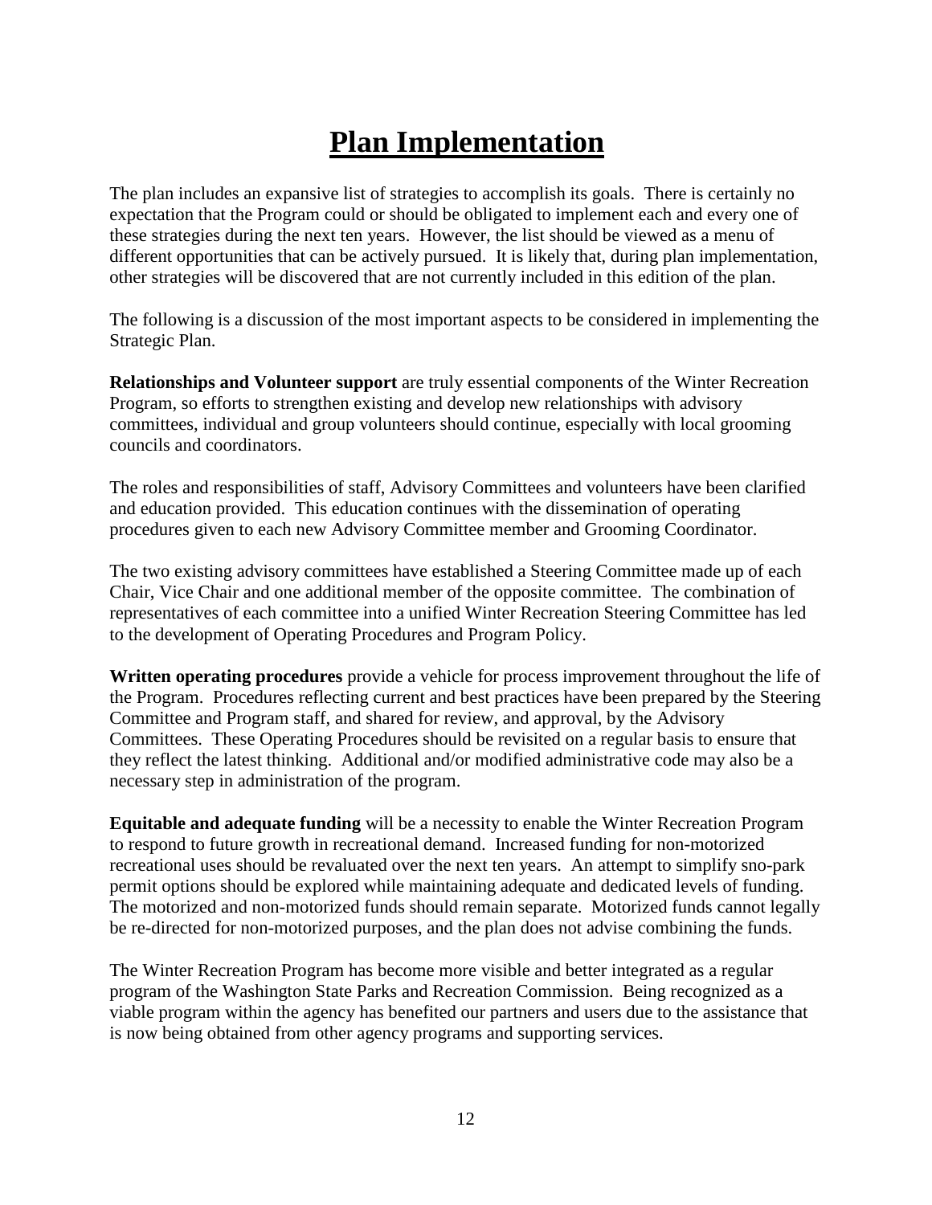# Plan Implementation

The plan includes an expansive list of strategies to accomplish its goals. There is certainly no expectation that the Program could or should be obligated to implement each and every one of these strategies during the next ten years. However, the list should be viewed as a menu of different opportunities that can be actively pursued. It is likely that, during plan implementation, other strategies will be discovered that are not currently included in this edition of the plan.

The following is a discussion of the most important aspects to be considered in implementing the Strategic Plan.

**Relationships and Volunteer support** are truly essential components of the Winter Recreation Program, so efforts to strengthen existing and develop new relationships with advisory committees, individual and group volunteers should continue, especially with local grooming councils and coordinators.

The roles and responsibilities of staff, Advisory Committees and volunteers have been clarified and education provided. This education continues with the dissemination of operating procedures given to each new Advisory Committee member and Grooming Coordinator.

The two existing advisory committees have established a Steering Committee made up of each Chair, Vice Chair and one additional member of the opposite committee. The combination of representatives of each committee into a unified Winter Recreation Steering Committee has led to the development of Operating Procedures and Program Policy.

**Written operating procedures** provide a vehicle for process improvement throughout the life of the Program. Procedures reflecting current and best practices have been prepared by the Steering Committee and Program staff, and shared for review, and approval, by the Advisory Committees. These Operating Procedures should be revisited on a regular basis to ensure that they reflect the latest thinking. Additional and/or modified administrative code may also be a necessary step in administration of the program.

**Equitable and adequate funding** will be a necessity to enable the Winter Recreation Program to respond to future growth in recreational demand. Increased funding for non-motorized recreational uses should be revaluated over the next ten years. An attempt to simplify sno-park permit options should be explored while maintaining adequate and dedicated levels of funding. The motorized and non-motorized funds should remain separate. Motorized funds cannot legally be re-directed for non-motorized purposes, and the plan does not advise combining the funds.

The Winter Recreation Program has become more visible and better integrated as a regular program of the Washington State Parks and Recreation Commission. Being recognized as a viable program within the agency has benefited our partners and users due to the assistance that is now being obtained from other agency programs and supporting services.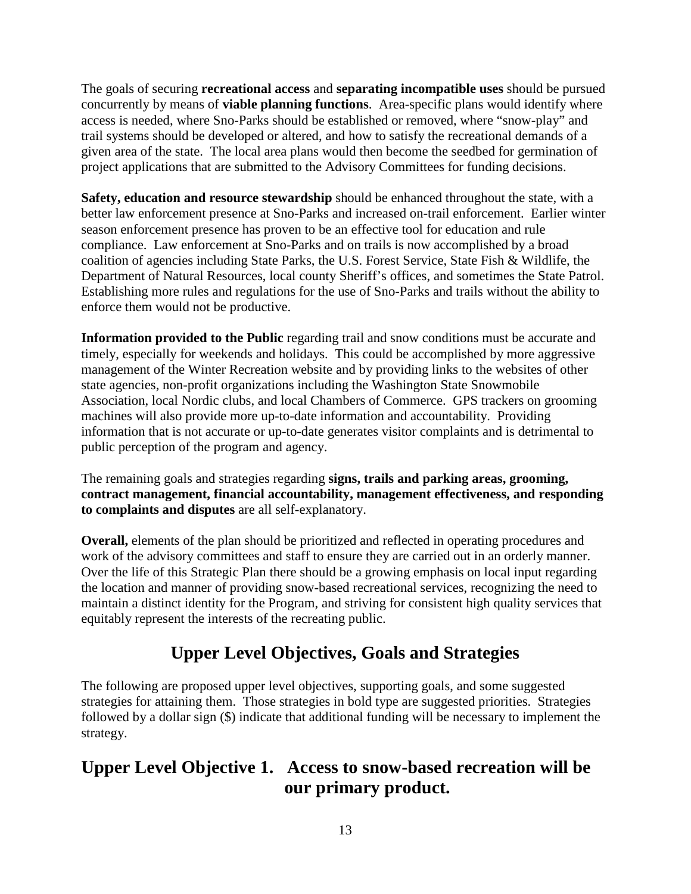The goals of securing **recreational access** and **separating incompatible uses** should be pursued concurrently by means of **viable planning functions**. Area-specific plans would identify where access is needed, where Sno-Parks should be established or removed, where "snow-play" and trail systems should be developed or altered, and how to satisfy the recreational demands of a given area of the state. The local area plans would then become the seedbed for germination of project applications that are submitted to the Advisory Committees for funding decisions.

**Safety, education and resource stewardship** should be enhanced throughout the state, with a better law enforcement presence at Sno-Parks and increased on-trail enforcement. Earlier winter season enforcement presence has proven to be an effective tool for education and rule compliance. Law enforcement at Sno-Parks and on trails is now accomplished by a broad coalition of agencies including State Parks, the U.S. Forest Service, State Fish & Wildlife, the Department of Natural Resources, local county Sheriff's offices, and sometimes the State Patrol. Establishing more rules and regulations for the use of Sno-Parks and trails without the ability to enforce them would not be productive.

**Information provided to the Public** regarding trail and snow conditions must be accurate and timely, especially for weekends and holidays. This could be accomplished by more aggressive management of the Winter Recreation website and by providing links to the websites of other state agencies, non-profit organizations including the Washington State Snowmobile Association, local Nordic clubs, and local Chambers of Commerce. GPS trackers on grooming machines will also provide more up-to-date information and accountability. Providing information that is not accurate or up-to-date generates visitor complaints and is detrimental to public perception of the program and agency.

The remaining goals and strategies regarding **signs, trails and parking areas, grooming, contract management, financial accountability, management effectiveness, and responding to complaints and disputes** are all self-explanatory.

**Overall,** elements of the plan should be prioritized and reflected in operating procedures and work of the advisory committees and staff to ensure they are carried out in an orderly manner. Over the life of this Strategic Plan there should be a growing emphasis on local input regarding the location and manner of providing snow-based recreational services, recognizing the need to maintain a distinct identity for the Program, and striving for consistent high quality services that equitably represent the interests of the recreating public.

## Upper Level Objectives, Goals and Strategies

The following are proposed upper level objectives, supporting goals, and some suggested strategies for attaining them. Those strategies in bold type are suggested priorities. Strategies followed by a dollar sign ($) indicate that additional funding will be necessary to implement the strategy.

## Upper Level Objective 1. Access to snow-based recreation will be our primary product.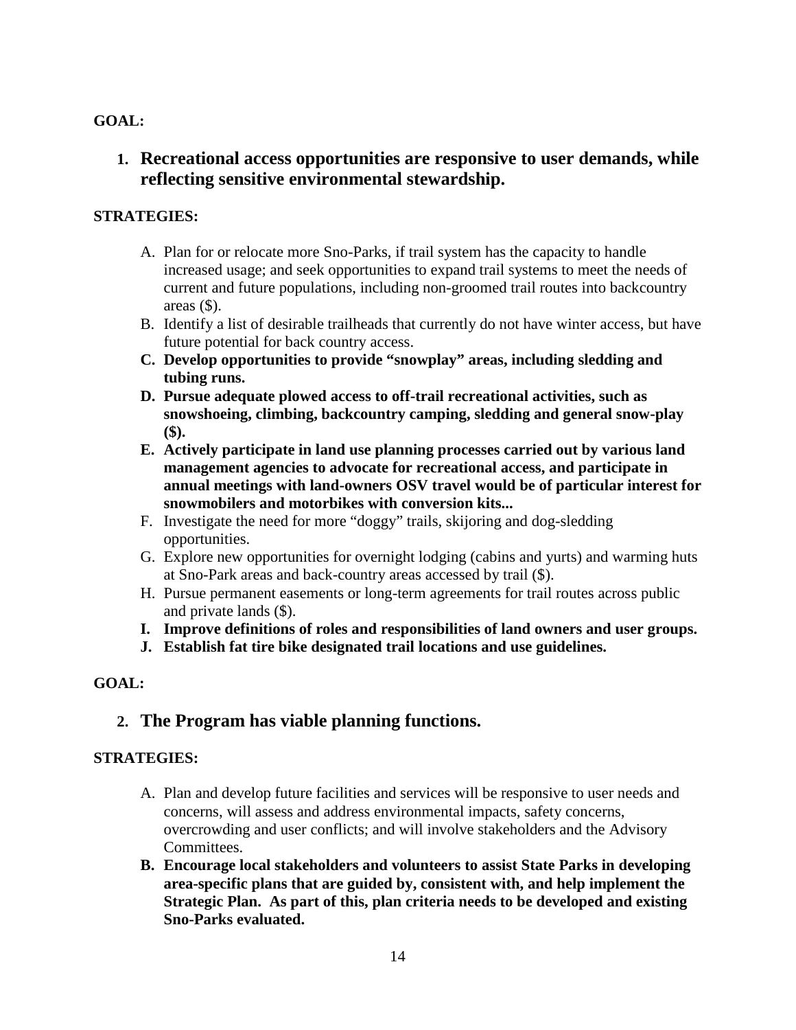**GOAL:**

1. **Recreational access opportunities are responsive to user demands, while reflecting sensitive environmental stewardship.**

**STRATEGIES:**

A. Plan for or relocate more Sno-Parks, if trail system has the capacity to handle increased usage; and seek opportunities to expand trail systems to meet the needs of current and future populations, including non-groomed trail routes into backcountry areas ($).
B. Identify a list of desirable trailheads that currently do not have winter access, but have future potential for back country access.
**C. Develop opportunities to provide "snowplay" areas, including sledding and tubing runs.**
**D. Pursue adequate plowed access to off-trail recreational activities, such as snowshoeing, climbing, backcountry camping, sledding and general snow-play ($).**
**E. Actively participate in land use planning processes carried out by various land management agencies to advocate for recreational access, and participate in annual meetings with land-owners OSV travel would be of particular interest for snowmobilers and motorbikes with conversion kits...**
F. Investigate the need for more "doggy" trails, skijoring and dog-sledding opportunities.
G. Explore new opportunities for overnight lodging (cabins and yurts) and warming huts at Sno-Park areas and back-country areas accessed by trail ($).
H. Pursue permanent easements or long-term agreements for trail routes across public and private lands ($).
**I. Improve definitions of roles and responsibilities of land owners and user groups.**
**J. Establish fat tire bike designated trail locations and use guidelines.**

**GOAL:**

2. **The Program has viable planning functions.**

**STRATEGIES:**

A. Plan and develop future facilities and services will be responsive to user needs and concerns, will assess and address environmental impacts, safety concerns, overcrowding and user conflicts; and will involve stakeholders and the Advisory Committees.
**B. Encourage local stakeholders and volunteers to assist State Parks in developing area-specific plans that are guided by, consistent with, and help implement the Strategic Plan. As part of this, plan criteria needs to be developed and existing Sno-Parks evaluated.**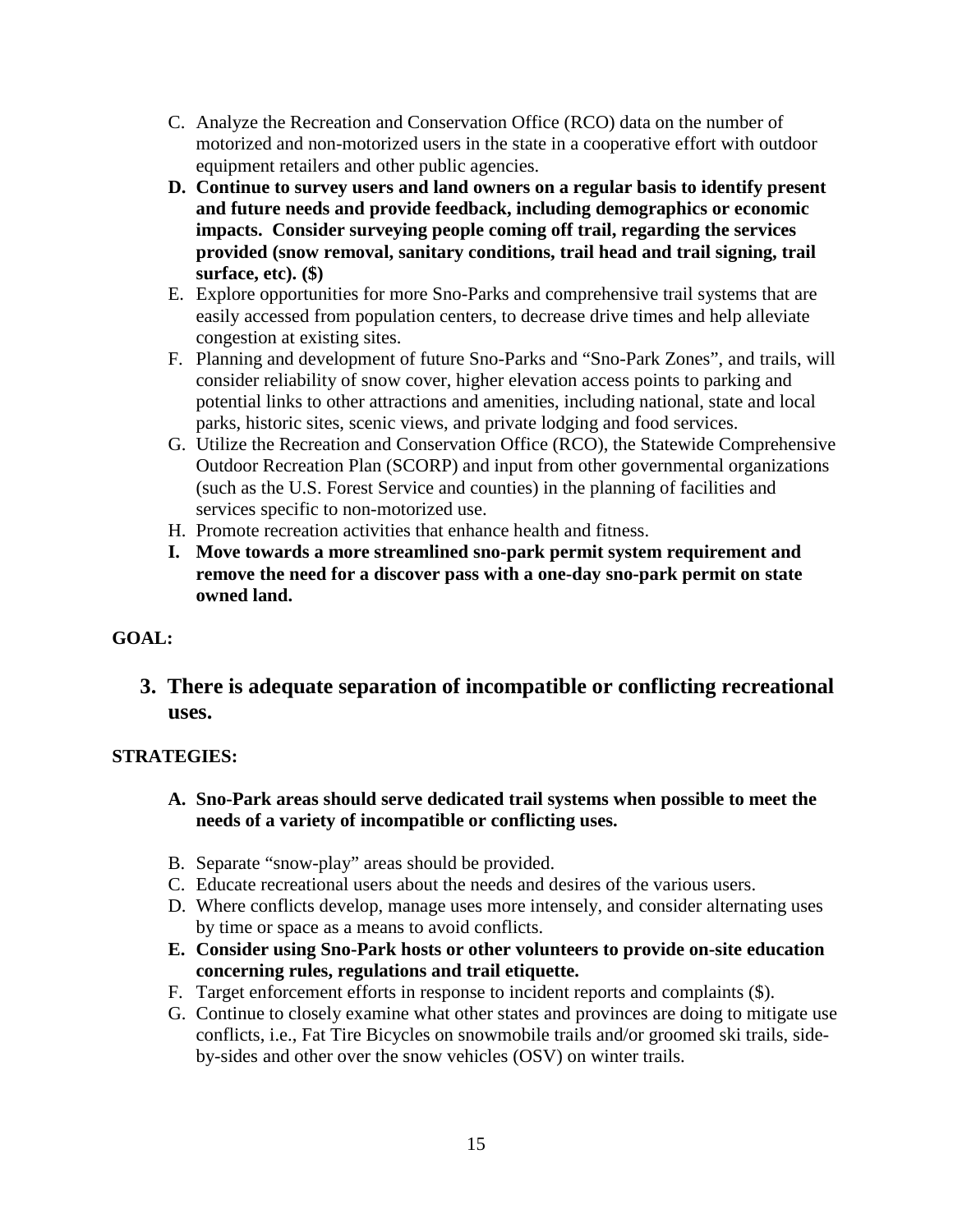C. Analyze the Recreation and Conservation Office (RCO) data on the number of motorized and non-motorized users in the state in a cooperative effort with outdoor equipment retailers and other public agencies.

**D. Continue to survey users and land owners on a regular basis to identify present and future needs and provide feedback, including demographics or economic impacts. Consider surveying people coming off trail, regarding the services provided (snow removal, sanitary conditions, trail head and trail signing, trail surface, etc). ($)**

E. Explore opportunities for more Sno-Parks and comprehensive trail systems that are easily accessed from population centers, to decrease drive times and help alleviate congestion at existing sites.

F. Planning and development of future Sno-Parks and "Sno-Park Zones", and trails, will consider reliability of snow cover, higher elevation access points to parking and potential links to other attractions and amenities, including national, state and local parks, historic sites, scenic views, and private lodging and food services.

G. Utilize the Recreation and Conservation Office (RCO), the Statewide Comprehensive Outdoor Recreation Plan (SCORP) and input from other governmental organizations (such as the U.S. Forest Service and counties) in the planning of facilities and services specific to non-motorized use.

H. Promote recreation activities that enhance health and fitness.

**I. Move towards a more streamlined sno-park permit system requirement and remove the need for a discover pass with a one-day sno-park permit on state owned land.**

**GOAL:**

## 3. There is adequate separation of incompatible or conflicting recreational uses.

**STRATEGIES:**

**A. Sno-Park areas should serve dedicated trail systems when possible to meet the needs of a variety of incompatible or conflicting uses.**

B. Separate "snow-play" areas should be provided.

C. Educate recreational users about the needs and desires of the various users.

D. Where conflicts develop, manage uses more intensely, and consider alternating uses by time or space as a means to avoid conflicts.

**E. Consider using Sno-Park hosts or other volunteers to provide on-site education concerning rules, regulations and trail etiquette.**

F. Target enforcement efforts in response to incident reports and complaints ($).

G. Continue to closely examine what other states and provinces are doing to mitigate use conflicts, i.e., Fat Tire Bicycles on snowmobile trails and/or groomed ski trails, side-by-sides and other over the snow vehicles (OSV) on winter trails.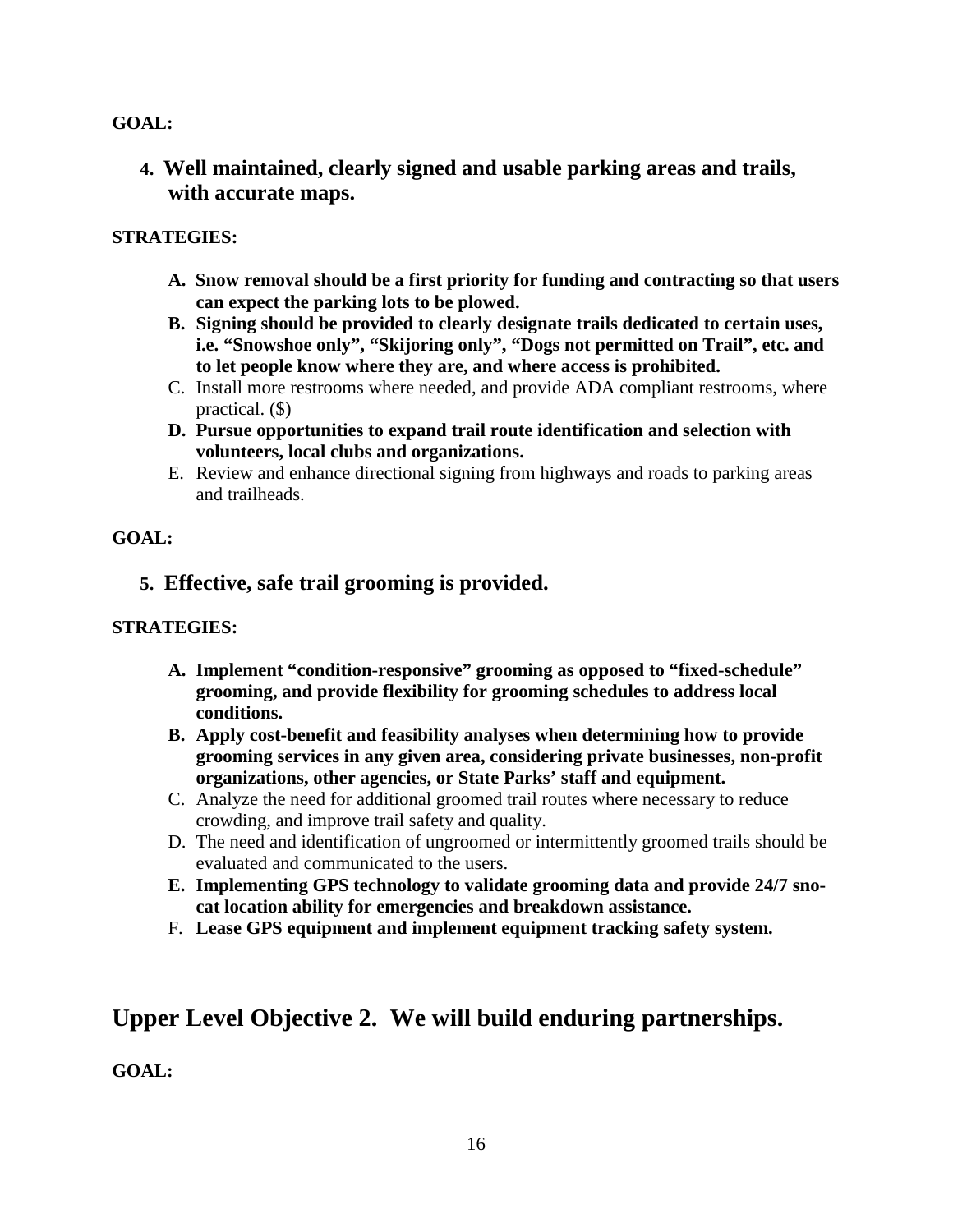**GOAL:**

4. **Well maintained, clearly signed and usable parking areas and trails, with accurate maps.**

**STRATEGIES:**

A. **Snow removal should be a first priority for funding and contracting so that users can expect the parking lots to be plowed.**
B. **Signing should be provided to clearly designate trails dedicated to certain uses, i.e. "Snowshoe only", "Skijoring only", "Dogs not permitted on Trail", etc. and to let people know where they are, and where access is prohibited.**
C. Install more restrooms where needed, and provide ADA compliant restrooms, where practical. ($)
D. **Pursue opportunities to expand trail route identification and selection with volunteers, local clubs and organizations.**
E. Review and enhance directional signing from highways and roads to parking areas and trailheads.

**GOAL:**

5. **Effective, safe trail grooming is provided.**

**STRATEGIES:**

A. **Implement "condition-responsive" grooming as opposed to "fixed-schedule" grooming, and provide flexibility for grooming schedules to address local conditions.**
B. **Apply cost-benefit and feasibility analyses when determining how to provide grooming services in any given area, considering private businesses, non-profit organizations, other agencies, or State Parks' staff and equipment.**
C. Analyze the need for additional groomed trail routes where necessary to reduce crowding, and improve trail safety and quality.
D. The need and identification of ungroomed or intermittently groomed trails should be evaluated and communicated to the users.
E. **Implementing GPS technology to validate grooming data and provide 24/7 sno-cat location ability for emergencies and breakdown assistance.**
F. **Lease GPS equipment and implement equipment tracking safety system.**

## Upper Level Objective 2. We will build enduring partnerships.

**GOAL:**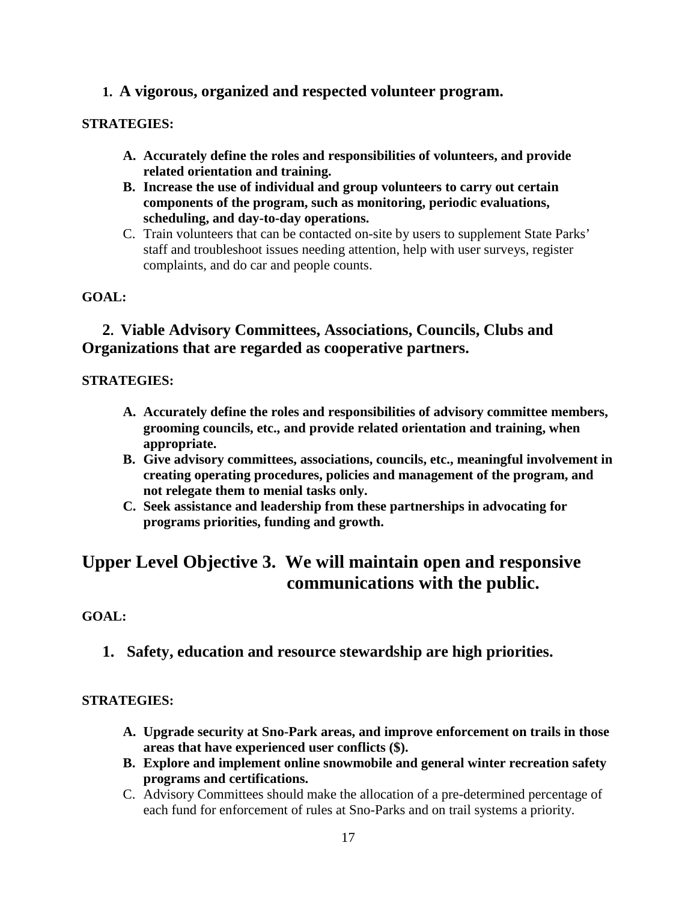### 1. A vigorous, organized and respected volunteer program.

**STRATEGIES:**

- **A. Accurately define the roles and responsibilities of volunteers, and provide related orientation and training.**
- **B. Increase the use of individual and group volunteers to carry out certain components of the program, such as monitoring, periodic evaluations, scheduling, and day-to-day operations.**
- C. Train volunteers that can be contacted on-site by users to supplement State Parks' staff and troubleshoot issues needing attention, help with user surveys, register complaints, and do car and people counts.

**GOAL:**

### 2. Viable Advisory Committees, Associations, Councils, Clubs and Organizations that are regarded as cooperative partners.

**STRATEGIES:**

- **A. Accurately define the roles and responsibilities of advisory committee members, grooming councils, etc., and provide related orientation and training, when appropriate.**
- **B. Give advisory committees, associations, councils, etc., meaningful involvement in creating operating procedures, policies and management of the program, and not relegate them to menial tasks only.**
- **C. Seek assistance and leadership from these partnerships in advocating for programs priorities, funding and growth.**

## Upper Level Objective 3. We will maintain open and responsive communications with the public.

**GOAL:**

### 1. Safety, education and resource stewardship are high priorities.

**STRATEGIES:**

- **A. Upgrade security at Sno-Park areas, and improve enforcement on trails in those areas that have experienced user conflicts ($).**
- **B. Explore and implement online snowmobile and general winter recreation safety programs and certifications.**
- C. Advisory Committees should make the allocation of a pre-determined percentage of each fund for enforcement of rules at Sno-Parks and on trail systems a priority.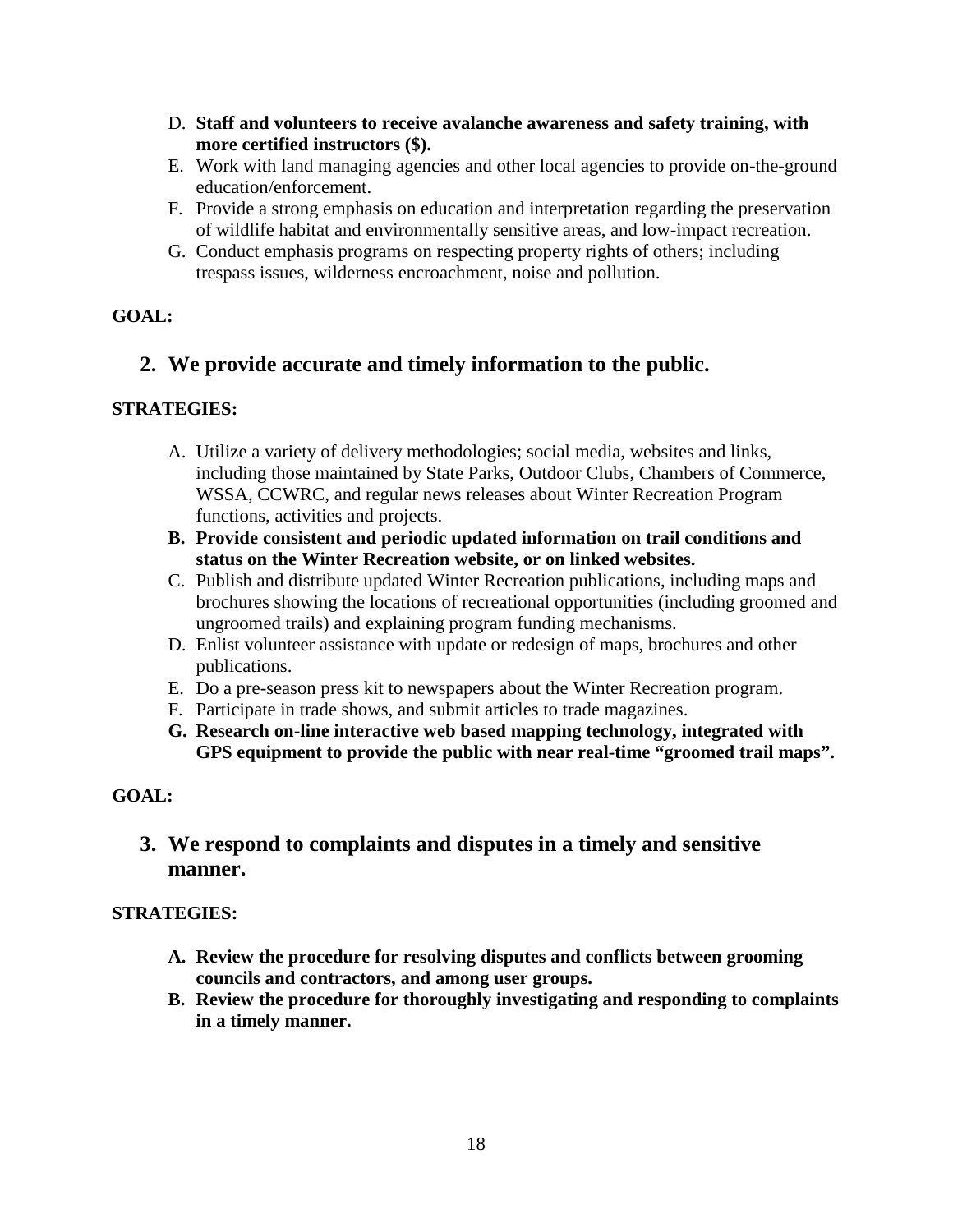D. **Staff and volunteers to receive avalanche awareness and safety training, with more certified instructors ($).**
E. Work with land managing agencies and other local agencies to provide on-the-ground education/enforcement.
F. Provide a strong emphasis on education and interpretation regarding the preservation of wildlife habitat and environmentally sensitive areas, and low-impact recreation.
G. Conduct emphasis programs on respecting property rights of others; including trespass issues, wilderness encroachment, noise and pollution.

**GOAL:**

## 2. We provide accurate and timely information to the public.

**STRATEGIES:**

A. Utilize a variety of delivery methodologies; social media, websites and links, including those maintained by State Parks, Outdoor Clubs, Chambers of Commerce, WSSA, CCWRC, and regular news releases about Winter Recreation Program functions, activities and projects.
B. **Provide consistent and periodic updated information on trail conditions and status on the Winter Recreation website, or on linked websites.**
C. Publish and distribute updated Winter Recreation publications, including maps and brochures showing the locations of recreational opportunities (including groomed and ungroomed trails) and explaining program funding mechanisms.
D. Enlist volunteer assistance with update or redesign of maps, brochures and other publications.
E. Do a pre-season press kit to newspapers about the Winter Recreation program.
F. Participate in trade shows, and submit articles to trade magazines.
G. **Research on-line interactive web based mapping technology, integrated with GPS equipment to provide the public with near real-time "groomed trail maps".**

**GOAL:**

## 3. We respond to complaints and disputes in a timely and sensitive manner.

**STRATEGIES:**

A. **Review the procedure for resolving disputes and conflicts between grooming councils and contractors, and among user groups.**
B. **Review the procedure for thoroughly investigating and responding to complaints in a timely manner.**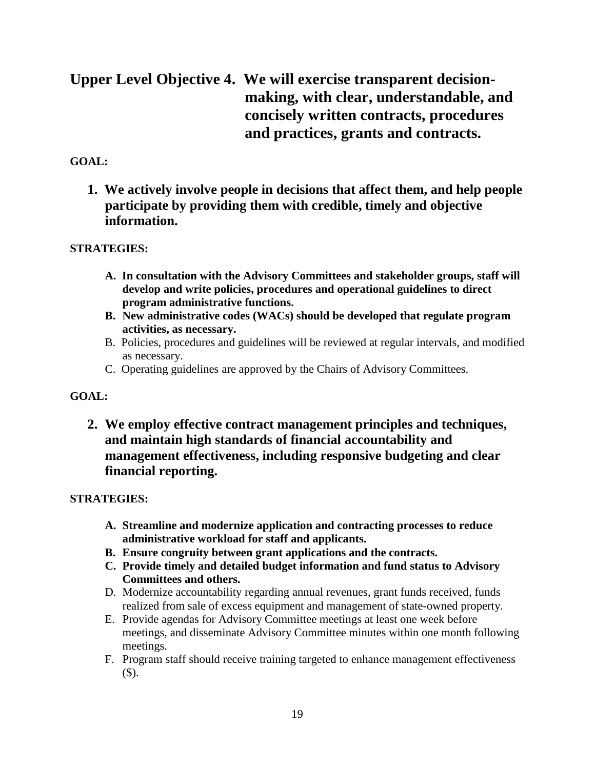## Upper Level Objective 4. We will exercise transparent decision-making, with clear, understandable, and concisely written contracts, procedures and practices, grants and contracts.

**GOAL:**

1. **We actively involve people in decisions that affect them, and help people participate by providing them with credible, timely and objective information.**

**STRATEGIES:**

- **A. In consultation with the Advisory Committees and stakeholder groups, staff will develop and write policies, procedures and operational guidelines to direct program administrative functions.**
- **B. New administrative codes (WACs) should be developed that regulate program activities, as necessary.**
- B. Policies, procedures and guidelines will be reviewed at regular intervals, and modified as necessary.
- C. Operating guidelines are approved by the Chairs of Advisory Committees.

**GOAL:**

2. **We employ effective contract management principles and techniques, and maintain high standards of financial accountability and management effectiveness, including responsive budgeting and clear financial reporting.**

**STRATEGIES:**

- **A. Streamline and modernize application and contracting processes to reduce administrative workload for staff and applicants.**
- **B. Ensure congruity between grant applications and the contracts.**
- **C. Provide timely and detailed budget information and fund status to Advisory Committees and others.**
- D. Modernize accountability regarding annual revenues, grant funds received, funds realized from sale of excess equipment and management of state-owned property.
- E. Provide agendas for Advisory Committee meetings at least one week before meetings, and disseminate Advisory Committee minutes within one month following meetings.
- F. Program staff should receive training targeted to enhance management effectiveness ($).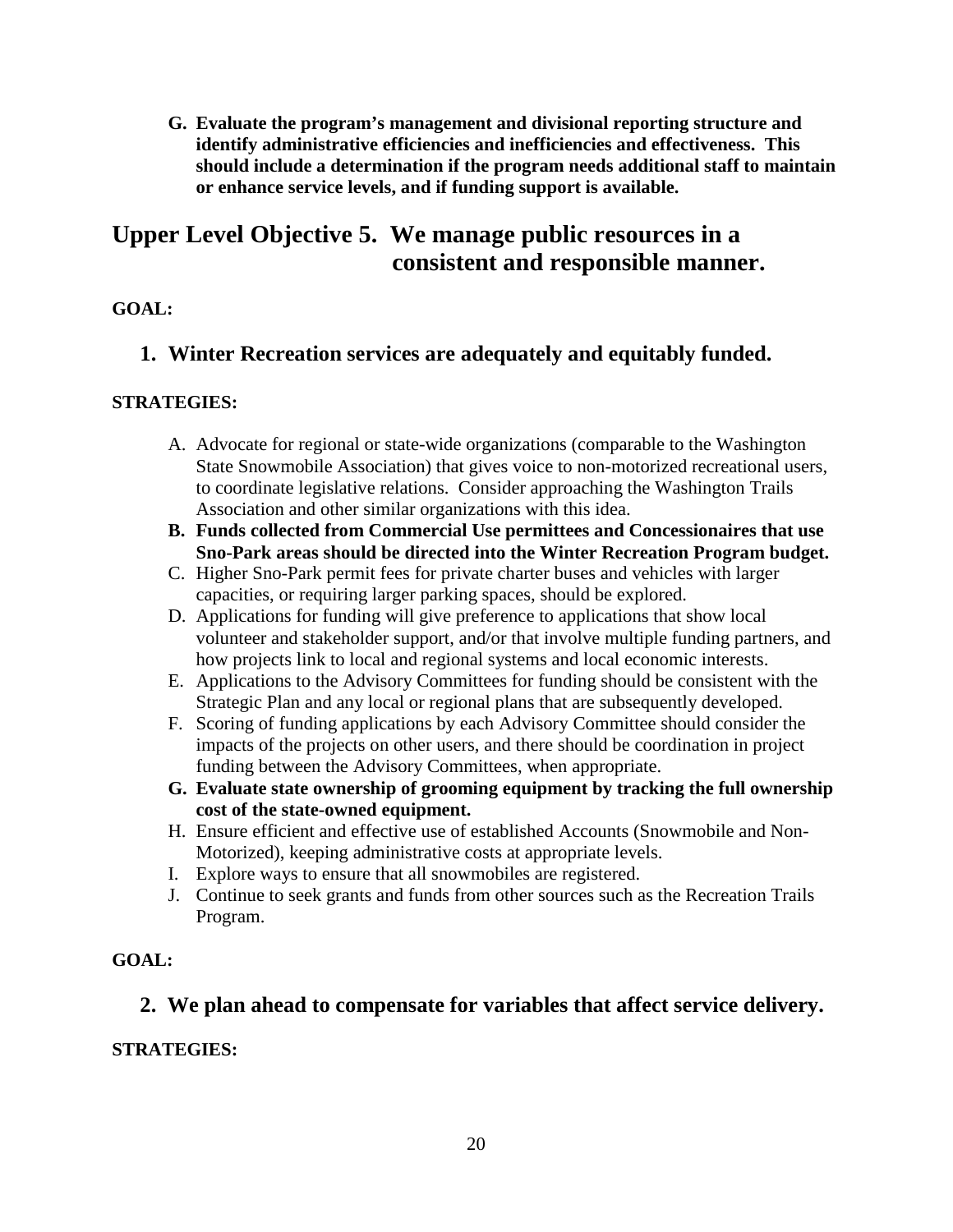**G. Evaluate the program's management and divisional reporting structure and identify administrative efficiencies and inefficiencies and effectiveness. This should include a determination if the program needs additional staff to maintain or enhance service levels, and if funding support is available.**

## Upper Level Objective 5. We manage public resources in a consistent and responsible manner.

**GOAL:**

### 1. Winter Recreation services are adequately and equitably funded.

**STRATEGIES:**

A. Advocate for regional or state-wide organizations (comparable to the Washington State Snowmobile Association) that gives voice to non-motorized recreational users, to coordinate legislative relations. Consider approaching the Washington Trails Association and other similar organizations with this idea.

**B. Funds collected from Commercial Use permittees and Concessionaires that use Sno-Park areas should be directed into the Winter Recreation Program budget.**

C. Higher Sno-Park permit fees for private charter buses and vehicles with larger capacities, or requiring larger parking spaces, should be explored.

D. Applications for funding will give preference to applications that show local volunteer and stakeholder support, and/or that involve multiple funding partners, and how projects link to local and regional systems and local economic interests.

E. Applications to the Advisory Committees for funding should be consistent with the Strategic Plan and any local or regional plans that are subsequently developed.

F. Scoring of funding applications by each Advisory Committee should consider the impacts of the projects on other users, and there should be coordination in project funding between the Advisory Committees, when appropriate.

**G. Evaluate state ownership of grooming equipment by tracking the full ownership cost of the state-owned equipment.**

H. Ensure efficient and effective use of established Accounts (Snowmobile and Non-Motorized), keeping administrative costs at appropriate levels.

I. Explore ways to ensure that all snowmobiles are registered.

J. Continue to seek grants and funds from other sources such as the Recreation Trails Program.

**GOAL:**

### 2. We plan ahead to compensate for variables that affect service delivery.

**STRATEGIES:**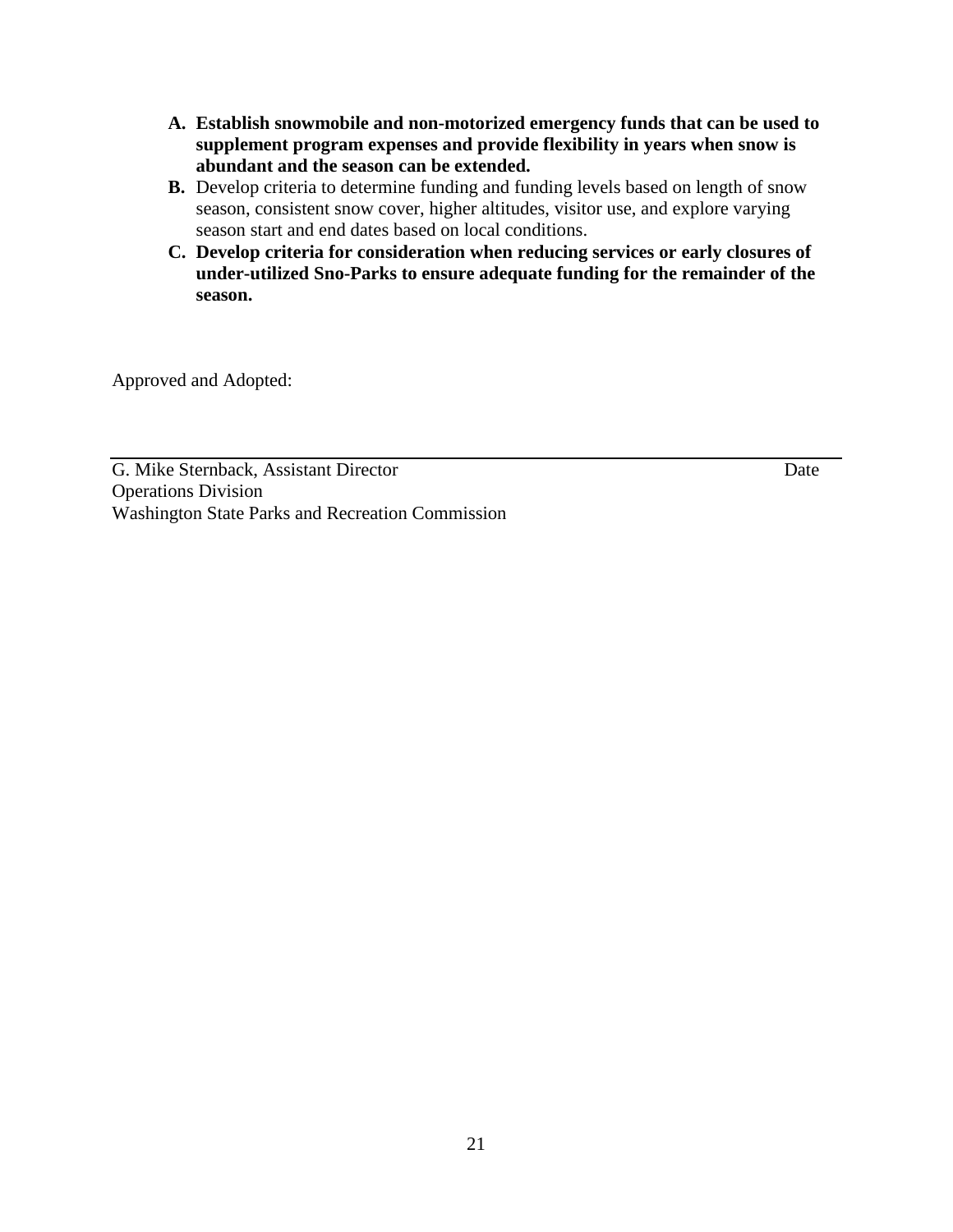A. **Establish snowmobile and non-motorized emergency funds that can be used to supplement program expenses and provide flexibility in years when snow is abundant and the season can be extended.**
B. Develop criteria to determine funding and funding levels based on length of snow season, consistent snow cover, higher altitudes, visitor use, and explore varying season start and end dates based on local conditions.
C. **Develop criteria for consideration when reducing services or early closures of under-utilized Sno-Parks to ensure adequate funding for the remainder of the season.**

Approved and Adopted:

\_\_\_\_\_\_\_\_\_\_\_\_\_\_\_\_\_\_\_\_\_\_\_\_\_\_\_\_\_\_\_\_\_\_\_\_\_\_\_\_\_\_\_\_\_\_\_\_\_\_\_\_\_\_\_\_\_\_\_\_\_\_\_\_

G. Mike Sternback, Assistant Director — Date
Operations Division
Washington State Parks and Recreation Commission